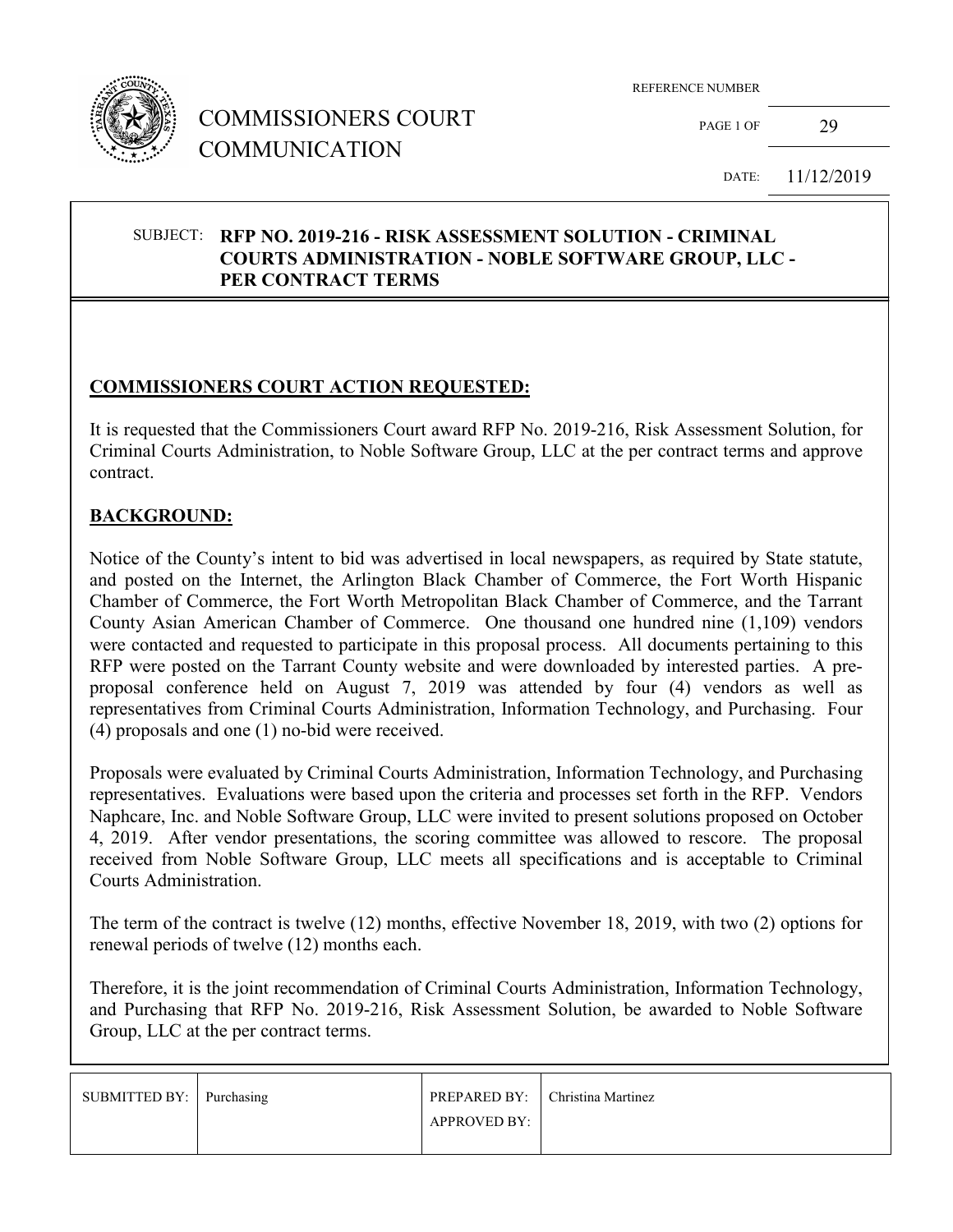# COMMISSIONERS COURT COMMUNICATION

| REFERENCE NUMBER | |
|---|---|
| PAGE 1 OF | 29 |
| DATE: | 11/12/2019 |

SUBJECT: **RFP NO. 2019-216 - RISK ASSESSMENT SOLUTION - CRIMINAL COURTS ADMINISTRATION - NOBLE SOFTWARE GROUP, LLC - PER CONTRACT TERMS**

## COMMISSIONERS COURT ACTION REQUESTED:

It is requested that the Commissioners Court award RFP No. 2019-216, Risk Assessment Solution, for Criminal Courts Administration, to Noble Software Group, LLC at the per contract terms and approve contract.

## BACKGROUND:

Notice of the County's intent to bid was advertised in local newspapers, as required by State statute, and posted on the Internet, the Arlington Black Chamber of Commerce, the Fort Worth Hispanic Chamber of Commerce, the Fort Worth Metropolitan Black Chamber of Commerce, and the Tarrant County Asian American Chamber of Commerce. One thousand one hundred nine (1,109) vendors were contacted and requested to participate in this proposal process. All documents pertaining to this RFP were posted on the Tarrant County website and were downloaded by interested parties. A pre-proposal conference held on August 7, 2019 was attended by four (4) vendors as well as representatives from Criminal Courts Administration, Information Technology, and Purchasing. Four (4) proposals and one (1) no-bid were received.

Proposals were evaluated by Criminal Courts Administration, Information Technology, and Purchasing representatives. Evaluations were based upon the criteria and processes set forth in the RFP. Vendors Naphcare, Inc. and Noble Software Group, LLC were invited to present solutions proposed on October 4, 2019. After vendor presentations, the scoring committee was allowed to rescore. The proposal received from Noble Software Group, LLC meets all specifications and is acceptable to Criminal Courts Administration.

The term of the contract is twelve (12) months, effective November 18, 2019, with two (2) options for renewal periods of twelve (12) months each.

Therefore, it is the joint recommendation of Criminal Courts Administration, Information Technology, and Purchasing that RFP No. 2019-216, Risk Assessment Solution, be awarded to Noble Software Group, LLC at the per contract terms.

| SUBMITTED BY: | Purchasing | PREPARED BY: | Christina Martinez |
|---|---|---|---|
| | | APPROVED BY: | |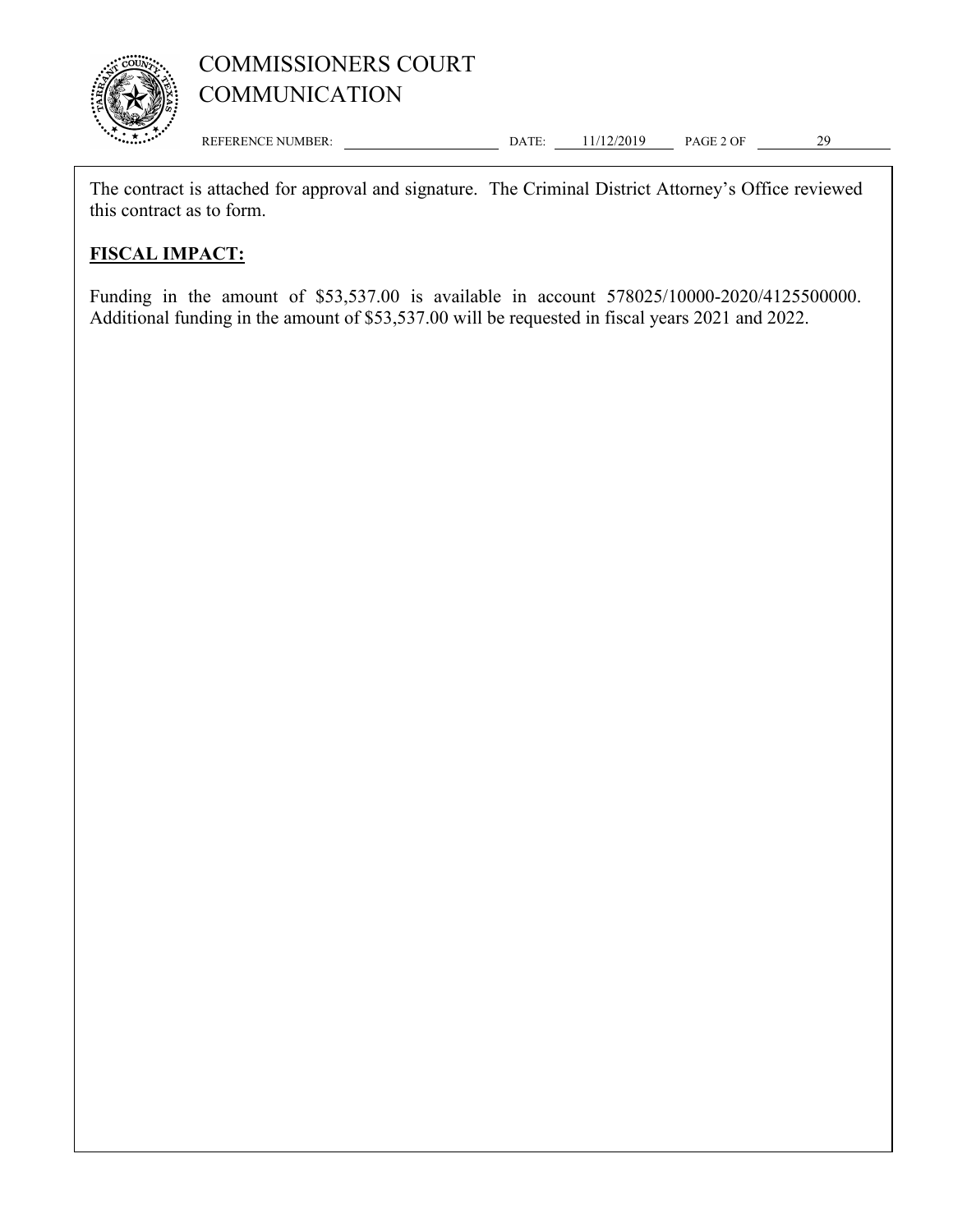The contract is attached for approval and signature. The Criminal District Attorney's Office reviewed this contract as to form.

**FISCAL IMPACT:**

Funding in the amount of $53,537.00 is available in account 578025/10000-2020/4125500000. Additional funding in the amount of $53,537.00 will be requested in fiscal years 2021 and 2022.